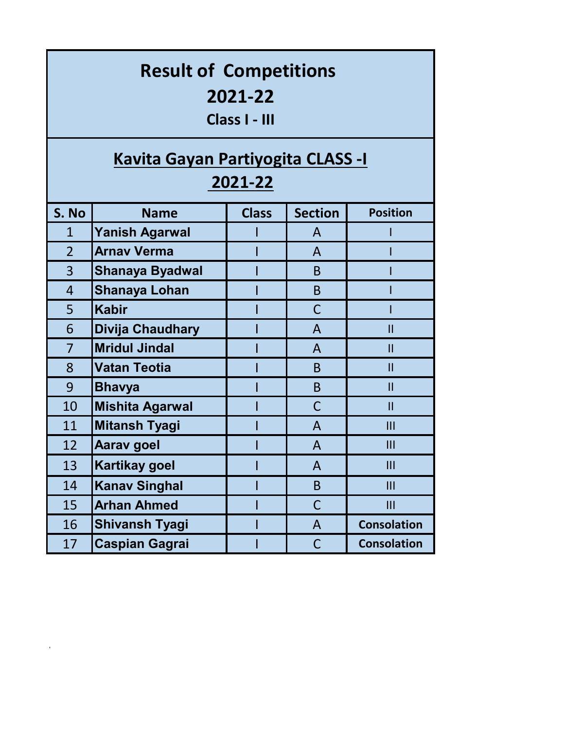# Result of Competitions
# 2021-22
## Class I - III

## Kavita Gayan Partiyogita CLASS -I
## 2021-22

| S. No | Name | Class | Section | Position |
|---|---|---|---|---|
| 1 | Yanish Agarwal | I | A | I |
| 2 | Arnav Verma | I | A | I |
| 3 | Shanaya Byadwal | I | B | I |
| 4 | Shanaya Lohan | I | B | I |
| 5 | Kabir | I | C | I |
| 6 | Divija Chaudhary | I | A | II |
| 7 | Mridul Jindal | I | A | II |
| 8 | Vatan Teotia | I | B | II |
| 9 | Bhavya | I | B | II |
| 10 | Mishita Agarwal | I | C | II |
| 11 | Mitansh Tyagi | I | A | III |
| 12 | Aarav goel | I | A | III |
| 13 | Kartikay goel | I | A | III |
| 14 | Kanav Singhal | I | B | III |
| 15 | Arhan Ahmed | I | C | III |
| 16 | Shivansh Tyagi | I | A | Consolation |
| 17 | Caspian Gagrai | I | C | Consolation |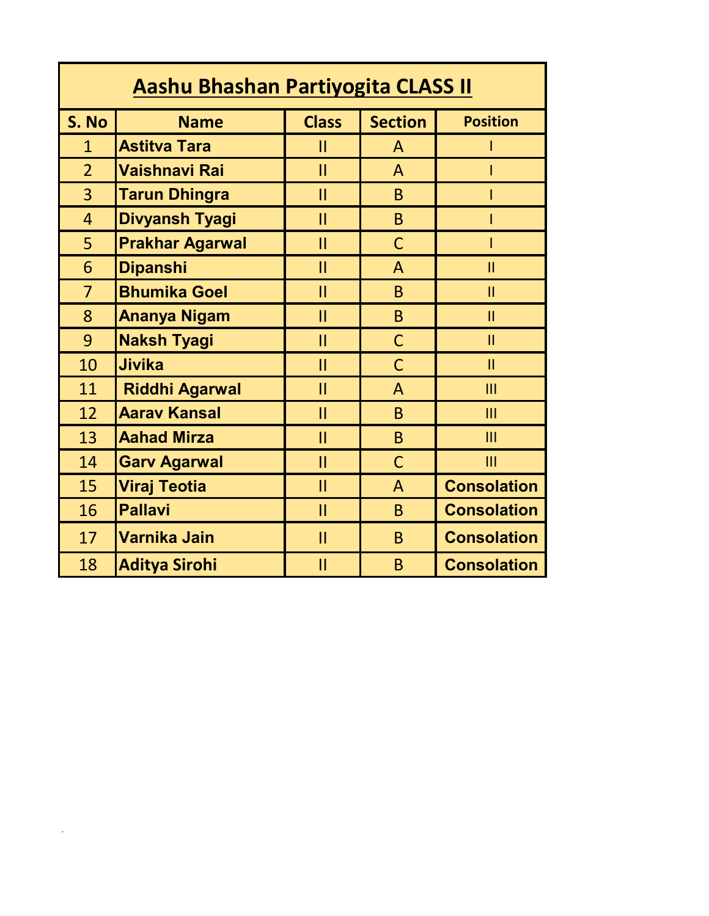| Aashu Bhashan Partiyogita CLASS II | | | | |
|---|---|---|---|---|
| **S. No** | **Name** | **Class** | **Section** | **Position** |
| 1 | **Astitva Tara** | II | A | I |
| 2 | **Vaishnavi Rai** | II | A | I |
| 3 | **Tarun Dhingra** | II | B | I |
| 4 | **Divyansh Tyagi** | II | B | I |
| 5 | **Prakhar Agarwal** | II | C | I |
| 6 | **Dipanshi** | II | A | II |
| 7 | **Bhumika Goel** | II | B | II |
| 8 | **Ananya Nigam** | II | B | II |
| 9 | **Naksh Tyagi** | II | C | II |
| 10 | **Jivika** | II | C | II |
| 11 | **Riddhi Agarwal** | II | A | III |
| 12 | **Aarav Kansal** | II | B | III |
| 13 | **Aahad Mirza** | II | B | III |
| 14 | **Garv Agarwal** | II | C | III |
| 15 | **Viraj Teotia** | II | A | **Consolation** |
| 16 | **Pallavi** | II | B | **Consolation** |
| 17 | **Varnika Jain** | II | B | **Consolation** |
| 18 | **Aditya Sirohi** | II | B | **Consolation** |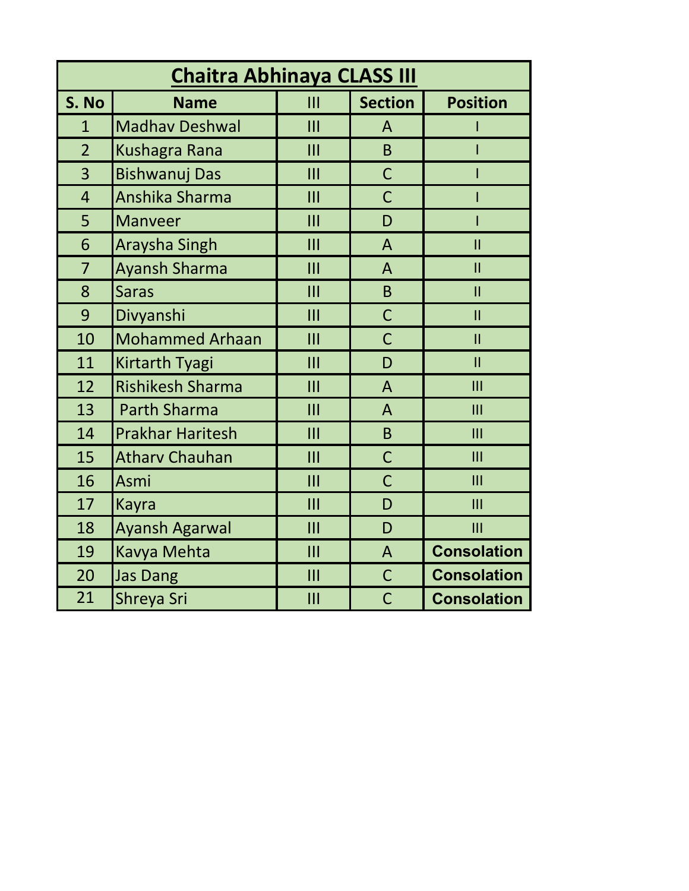## Chaitra Abhinaya CLASS III

| S. No | Name | III | Section | Position |
|---|---|---|---|---|
| 1 | Madhav Deshwal | III | A | I |
| 2 | Kushagra Rana | III | B | I |
| 3 | Bishwanuj Das | III | C | I |
| 4 | Anshika Sharma | III | C | I |
| 5 | Manveer | III | D | I |
| 6 | Araysha Singh | III | A | II |
| 7 | Ayansh Sharma | III | A | II |
| 8 | Saras | III | B | II |
| 9 | Divyanshi | III | C | II |
| 10 | Mohammed Arhaan | III | C | II |
| 11 | Kirtarth Tyagi | III | D | II |
| 12 | Rishikesh Sharma | III | A | III |
| 13 | Parth Sharma | III | A | III |
| 14 | Prakhar Haritesh | III | B | III |
| 15 | Atharv Chauhan | III | C | III |
| 16 | Asmi | III | C | III |
| 17 | Kayra | III | D | III |
| 18 | Ayansh Agarwal | III | D | III |
| 19 | Kavya Mehta | III | A | **Consolation** |
| 20 | Jas Dang | III | C | **Consolation** |
| 21 | Shreya Sri | III | C | **Consolation** |